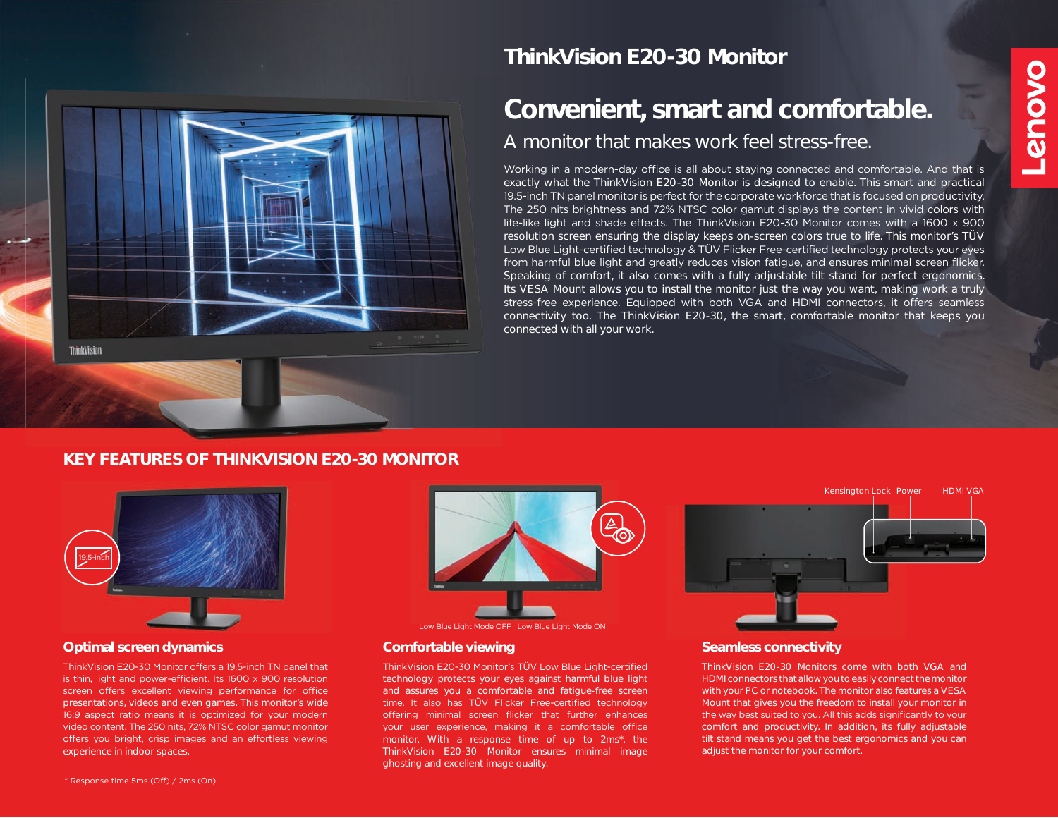# ThinkVision E20-30 Monitor

## Convenient, smart and comfortable.

### A monitor that makes work feel stress-free.

Working in a modern-day office is all about staying connected and comfortable. And that is exactly what the ThinkVision E20-30 Monitor is designed to enable. This smart and practical 19.5-inch TN panel monitor is perfect for the corporate workforce that is focused on productivity. The 250 nits brightness and 72% NTSC color gamut displays the content in vivid colors with life-like light and shade effects. The ThinkVision E20-30 Monitor comes with a 1600 x 900 resolution screen ensuring the display keeps on-screen colors true to life. This monitor's TÜV Low Blue Light-certified technology & TÜV Flicker Free-certified technology protects your eyes from harmful blue light and greatly reduces vision fatigue, and ensures minimal screen flicker. Speaking of comfort, it also comes with a fully adjustable tilt stand for perfect ergonomics. Its VESA Mount allows you to install the monitor just the way you want, making work a truly stress-free experience. Equipped with both VGA and HDMI connectors, it offers seamless connectivity too. The ThinkVision E20-30, the smart, comfortable monitor that keeps you connected with all your work.

## KEY FEATURES OF THINKVISION E20-30 MONITOR

19.5-inch

### Optimal screen dynamics

ThinkVision E20-30 Monitor offers a 19.5-inch TN panel that is thin, light and power-efficient. Its 1600 x 900 resolution screen offers excellent viewing performance for office presentations, videos and even games. This monitor's wide 16:9 aspect ratio means it is optimized for your modern video content. The 250 nits, 72% NTSC color gamut monitor offers you bright, crisp images and an effortless viewing experience in indoor spaces.

Low Blue Light Mode OFF Low Blue Light Mode ON

### Comfortable viewing

ThinkVision E20-30 Monitor's TÜV Low Blue Light-certified technology protects your eyes against harmful blue light and assures you a comfortable and fatigue-free screen time. It also has TÜV Flicker Free-certified technology offering minimal screen flicker that further enhances your user experience, making it a comfortable office monitor. With a response time of up to 2ms*, the ThinkVision E20-30 Monitor ensures minimal image ghosting and excellent image quality.

Kensington Lock Power HDMI VGA

### Seamless connectivity

ThinkVision E20-30 Monitors come with both VGA and HDMI connectors that allow you to easily connect the monitor with your PC or notebook. The monitor also features a VESA Mount that gives you the freedom to install your monitor in the way best suited to you. All this adds significantly to your comfort and productivity. In addition, its fully adjustable tilt stand means you get the best ergonomics and you can adjust the monitor for your comfort.

* Response time 5ms (Off) / 2ms (On).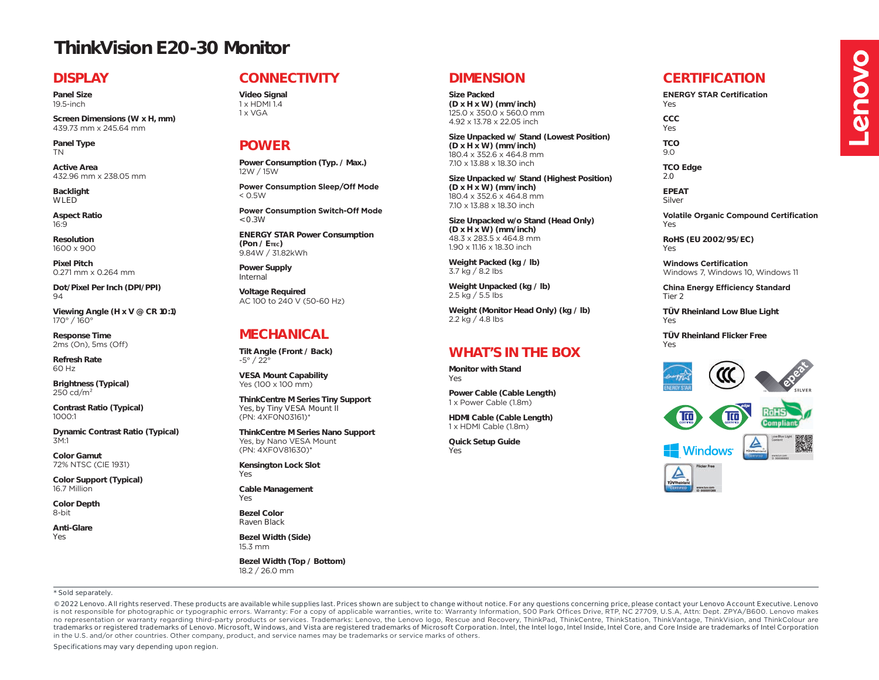# ThinkVision E20-30 Monitor

## DISPLAY

**Panel Size**
19.5-inch

**Screen Dimensions (W x H, mm)**
439.73 mm x 245.64 mm

**Panel Type**
TN

**Active Area**
432.96 mm x 238.05 mm

**Backlight**
WLED

**Aspect Ratio**
16:9

**Resolution**
1600 x 900

**Pixel Pitch**
0.271 mm x 0.264 mm

**Dot/Pixel Per Inch (DPI/PPI)**
94

**Viewing Angle (H x V @ CR 10:1)**
170° / 160°

**Response Time**
2ms (On), 5ms (Off)

**Refresh Rate**
60 Hz

**Brightness (Typical)**
250 cd/m²

**Contrast Ratio (Typical)**
1000:1

**Dynamic Contrast Ratio (Typical)**
3M:1

**Color Gamut**
72% NTSC (CIE 1931)

**Color Support (Typical)**
16.7 Million

**Color Depth**
8-bit

**Anti-Glare**
Yes

## CONNECTIVITY

**Video Signal**
1 x HDMI 1.4
1 x VGA

## POWER

**Power Consumption (Typ. / Max.)**
12W / 15W

**Power Consumption Sleep/Off Mode**
< 0.5W

**Power Consumption Switch-Off Mode**
<0.3W

**ENERGY STAR Power Consumption (Pon / ETEC)**
9.84W / 31.82kWh

**Power Supply**
Internal

**Voltage Required**
AC 100 to 240 V (50-60 Hz)

## MECHANICAL

**Tilt Angle (Front / Back)**
-5° / 22°

**VESA Mount Capability**
Yes (100 x 100 mm)

**ThinkCentre M Series Tiny Support**
Yes, by Tiny VESA Mount II
(PN: 4XF0N03161)*

**ThinkCentre M Series Nano Support**
Yes, by Nano VESA Mount
(PN: 4XF0V81630)*

**Kensington Lock Slot**
Yes

**Cable Management**
Yes

**Bezel Color**
Raven Black

**Bezel Width (Side)**
15.3 mm

**Bezel Width (Top / Bottom)**
18.2 / 26.0 mm

## DIMENSION

**Size Packed (D x H x W) (mm/inch)**
125.0 x 350.0 x 560.0 mm
4.92 x 13.78 x 22.05 inch

**Size Unpacked w/ Stand (Lowest Position) (D x H x W) (mm/inch)**
180.4 x 352.6 x 464.8 mm
7.10 x 13.88 x 18.30 inch

**Size Unpacked w/ Stand (Highest Position) (D x H x W) (mm/inch)**
180.4 x 352.6 x 464.8 mm
7.10 x 13.88 x 18.30 inch

**Size Unpacked w/o Stand (Head Only) (D x H x W) (mm/inch)**
48.3 x 283.5 x 464.8 mm
1.90 x 11.16 x 18.30 inch

**Weight Packed (kg / lb)**
3.7 kg / 8.2 lbs

**Weight Unpacked (kg / lb)**
2.5 kg / 5.5 lbs

**Weight (Monitor Head Only) (kg / lb)**
2.2 kg / 4.8 lbs

## WHAT'S IN THE BOX

**Monitor with Stand**
Yes

**Power Cable (Cable Length)**
1 x Power Cable (1.8m)

**HDMI Cable (Cable Length)**
1 x HDMI Cable (1.8m)

**Quick Setup Guide**
Yes

## CERTIFICATION

**ENERGY STAR Certification**
Yes

**CCC**
Yes

**TCO**
9.0

**TCO Edge**
2.0

**EPEAT**
Silver

**Volatile Organic Compound Certification**
Yes

**RoHS (EU 2002/95/EC)**
Yes

**Windows Certification**
Windows 7, Windows 10, Windows 11

**China Energy Efficiency Standard**
Tier 2

**TÜV Rheinland Low Blue Light**
Yes

**TÜV Rheinland Flicker Free**
Yes

---

* Sold separately.

© 2022 Lenovo. All rights reserved. These products are available while supplies last. Prices shown are subject to change without notice. For any questions concerning price, please contact your Lenovo Account Executive. Lenovo is not responsible for photographic or typographic errors. Warranty: For a copy of applicable warranties, write to: Warranty Information, 500 Park Offices Drive, RTP, NC 27709, U.S.A, Attn: Dept. ZPYA/B600. Lenovo makes no representation or warranty regarding third-party products or services. Trademarks: Lenovo, the Lenovo logo, Rescue and Recovery, ThinkPad, ThinkCentre, ThinkStation, ThinkVantage, ThinkVision, and ThinkColour are trademarks or registered trademarks of Lenovo. Microsoft, Windows, and Vista are registered trademarks of Microsoft Corporation. Intel, the Intel logo, Intel Inside, Intel Core, and Core Inside are trademarks of Intel Corporation in the U.S. and/or other countries. Other company, product, and service names may be trademarks or service marks of others.

Specifications may vary depending upon region.